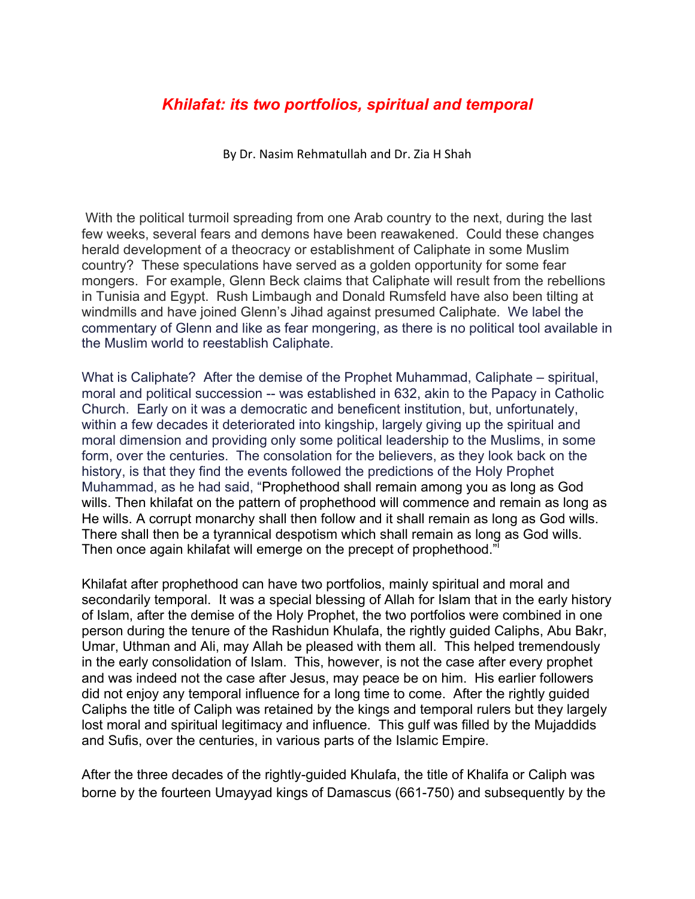# *Khilafat: its two portfolios, spiritual and temporal*

By Dr. Nasim Rehmatullah and Dr. Zia H Shah

With the political turmoil spreading from one Arab country to the next, during the last few weeks, several fears and demons have been reawakened. Could these changes herald development of a theocracy or establishment of Caliphate in some Muslim country? These speculations have served as a golden opportunity for some fear mongers. For example, Glenn Beck claims that Caliphate will result from the rebellions in Tunisia and Egypt. Rush Limbaugh and Donald Rumsfeld have also been tilting at windmills and have joined Glenn's Jihad against presumed Caliphate. We label the commentary of Glenn and like as fear mongering, as there is no political tool available in the Muslim world to reestablish Caliphate.

What is Caliphate? After the demise of the Prophet Muhammad, Caliphate – spiritual, moral and political succession -- was established in 632, akin to the Papacy in Catholic Church. Early on it was a democratic and beneficent institution, but, unfortunately, within a few decades it deteriorated into kingship, largely giving up the spiritual and moral dimension and providing only some political leadership to the Muslims, in some form, over the centuries. The consolation for the believers, as they look back on the history, is that they find the events followed the predictions of the Holy Prophet Muhammad, as he had said, "Prophethood shall remain among you as long as God wills. Then khilafat on the pattern of prophethood will commence and remain as long as He wills. A corrupt monarchy shall then follow and it shall remain as long as God wills. There shall then be a tyrannical despotism which shall remain as long as God wills. Then once again khilafat will emerge on the precept of prophethood."[i]

Khilafat after prophethood can have two portfolios, mainly spiritual and moral and secondarily temporal. It was a special blessing of Allah for Islam that in the early history of Islam, after the demise of the Holy Prophet, the two portfolios were combined in one person during the tenure of the Rashidun Khulafa, the rightly guided Caliphs, Abu Bakr, Umar, Uthman and Ali, may Allah be pleased with them all. This helped tremendously in the early consolidation of Islam. This, however, is not the case after every prophet and was indeed not the case after Jesus, may peace be on him. His earlier followers did not enjoy any temporal influence for a long time to come. After the rightly guided Caliphs the title of Caliph was retained by the kings and temporal rulers but they largely lost moral and spiritual legitimacy and influence. This gulf was filled by the Mujaddids and Sufis, over the centuries, in various parts of the Islamic Empire.

After the three decades of the rightly-guided Khulafa, the title of Khalifa or Caliph was borne by the fourteen Umayyad kings of Damascus (661-750) and subsequently by the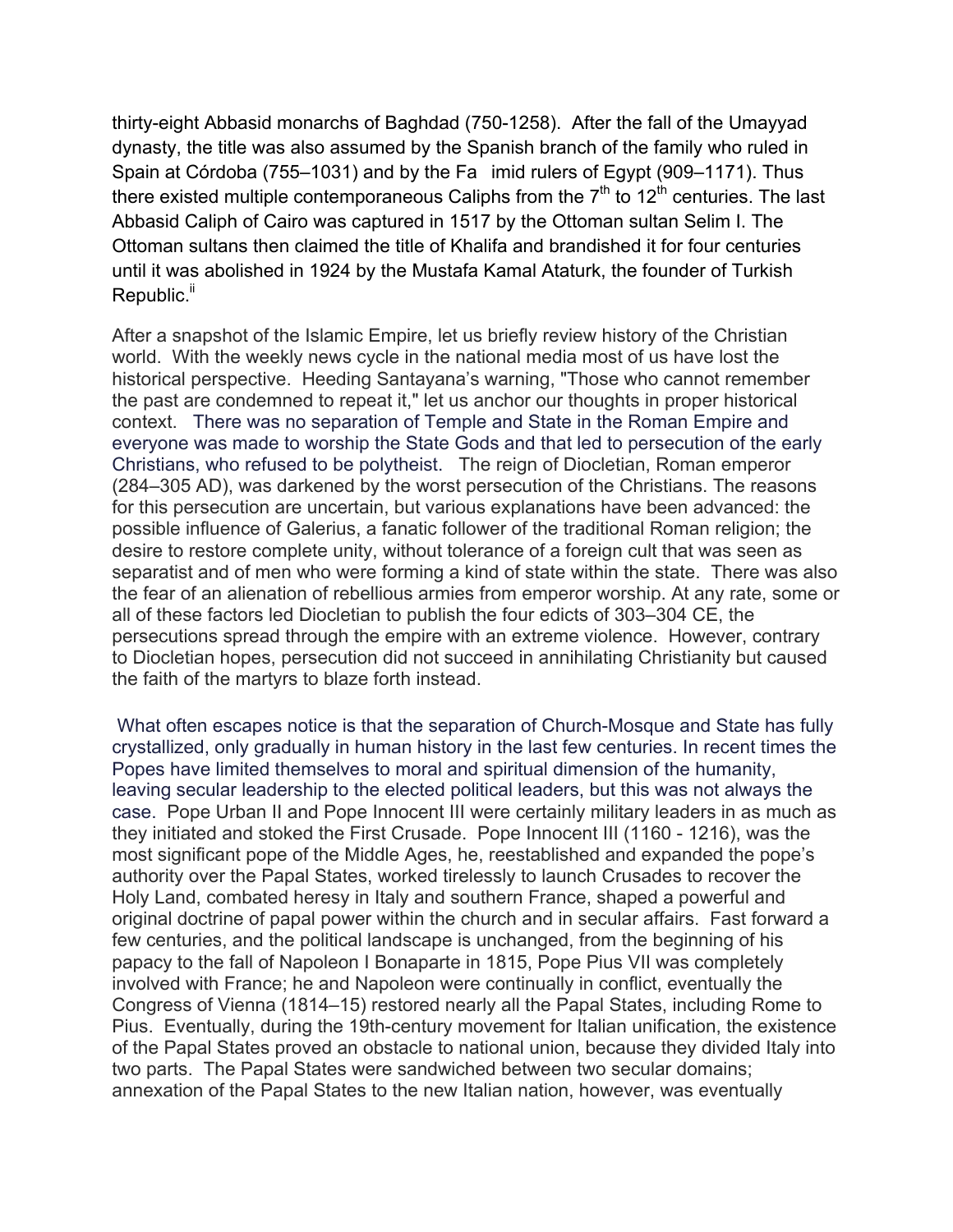thirty-eight Abbasid monarchs of Baghdad (750-1258). After the fall of the Umayyad dynasty, the title was also assumed by the Spanish branch of the family who ruled in Spain at Córdoba (755–1031) and by the Fa imid rulers of Egypt (909–1171). Thus there existed multiple contemporaneous Caliphs from the 7th to 12th centuries. The last Abbasid Caliph of Cairo was captured in 1517 by the Ottoman sultan Selim I. The Ottoman sultans then claimed the title of Khalifa and brandished it for four centuries until it was abolished in 1924 by the Mustafa Kamal Ataturk, the founder of Turkish Republic.[ii]

After a snapshot of the Islamic Empire, let us briefly review history of the Christian world. With the weekly news cycle in the national media most of us have lost the historical perspective. Heeding Santayana's warning, "Those who cannot remember the past are condemned to repeat it," let us anchor our thoughts in proper historical context. There was no separation of Temple and State in the Roman Empire and everyone was made to worship the State Gods and that led to persecution of the early Christians, who refused to be polytheist. The reign of Diocletian, Roman emperor (284–305 AD), was darkened by the worst persecution of the Christians. The reasons for this persecution are uncertain, but various explanations have been advanced: the possible influence of Galerius, a fanatic follower of the traditional Roman religion; the desire to restore complete unity, without tolerance of a foreign cult that was seen as separatist and of men who were forming a kind of state within the state. There was also the fear of an alienation of rebellious armies from emperor worship. At any rate, some or all of these factors led Diocletian to publish the four edicts of 303–304 CE, the persecutions spread through the empire with an extreme violence. However, contrary to Diocletian hopes, persecution did not succeed in annihilating Christianity but caused the faith of the martyrs to blaze forth instead.

What often escapes notice is that the separation of Church-Mosque and State has fully crystallized, only gradually in human history in the last few centuries. In recent times the Popes have limited themselves to moral and spiritual dimension of the humanity, leaving secular leadership to the elected political leaders, but this was not always the case. Pope Urban II and Pope Innocent III were certainly military leaders in as much as they initiated and stoked the First Crusade. Pope Innocent III (1160 - 1216), was the most significant pope of the Middle Ages, he, reestablished and expanded the pope's authority over the Papal States, worked tirelessly to launch Crusades to recover the Holy Land, combated heresy in Italy and southern France, shaped a powerful and original doctrine of papal power within the church and in secular affairs. Fast forward a few centuries, and the political landscape is unchanged, from the beginning of his papacy to the fall of Napoleon I Bonaparte in 1815, Pope Pius VII was completely involved with France; he and Napoleon were continually in conflict, eventually the Congress of Vienna (1814–15) restored nearly all the Papal States, including Rome to Pius. Eventually, during the 19th-century movement for Italian unification, the existence of the Papal States proved an obstacle to national union, because they divided Italy into two parts. The Papal States were sandwiched between two secular domains; annexation of the Papal States to the new Italian nation, however, was eventually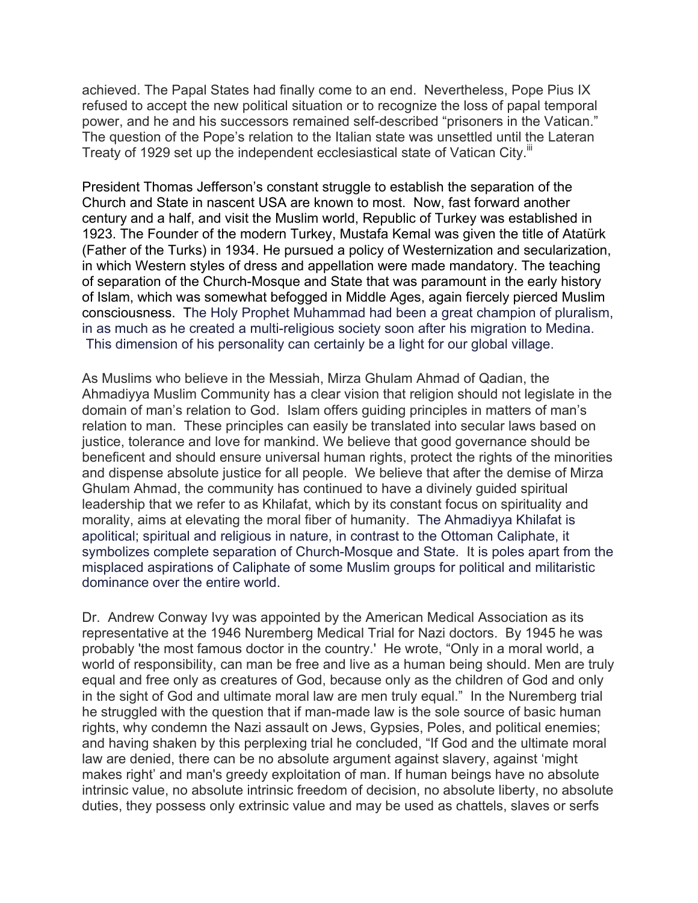achieved. The Papal States had finally come to an end. Nevertheless, Pope Pius IX refused to accept the new political situation or to recognize the loss of papal temporal power, and he and his successors remained self-described "prisoners in the Vatican." The question of the Pope's relation to the Italian state was unsettled until the Lateran Treaty of 1929 set up the independent ecclesiastical state of Vatican City.[iii]

President Thomas Jefferson's constant struggle to establish the separation of the Church and State in nascent USA are known to most. Now, fast forward another century and a half, and visit the Muslim world, Republic of Turkey was established in 1923. The Founder of the modern Turkey, Mustafa Kemal was given the title of Atatürk (Father of the Turks) in 1934. He pursued a policy of Westernization and secularization, in which Western styles of dress and appellation were made mandatory. The teaching of separation of the Church-Mosque and State that was paramount in the early history of Islam, which was somewhat befogged in Middle Ages, again fiercely pierced Muslim consciousness. The Holy Prophet Muhammad had been a great champion of pluralism, in as much as he created a multi-religious society soon after his migration to Medina. This dimension of his personality can certainly be a light for our global village.

As Muslims who believe in the Messiah, Mirza Ghulam Ahmad of Qadian, the Ahmadiyya Muslim Community has a clear vision that religion should not legislate in the domain of man's relation to God. Islam offers guiding principles in matters of man's relation to man. These principles can easily be translated into secular laws based on justice, tolerance and love for mankind. We believe that good governance should be beneficent and should ensure universal human rights, protect the rights of the minorities and dispense absolute justice for all people. We believe that after the demise of Mirza Ghulam Ahmad, the community has continued to have a divinely guided spiritual leadership that we refer to as Khilafat, which by its constant focus on spirituality and morality, aims at elevating the moral fiber of humanity. The Ahmadiyya Khilafat is apolitical; spiritual and religious in nature, in contrast to the Ottoman Caliphate, it symbolizes complete separation of Church-Mosque and State. It is poles apart from the misplaced aspirations of Caliphate of some Muslim groups for political and militaristic dominance over the entire world.

Dr. Andrew Conway Ivy was appointed by the American Medical Association as its representative at the 1946 Nuremberg Medical Trial for Nazi doctors. By 1945 he was probably 'the most famous doctor in the country.' He wrote, "Only in a moral world, a world of responsibility, can man be free and live as a human being should. Men are truly equal and free only as creatures of God, because only as the children of God and only in the sight of God and ultimate moral law are men truly equal." In the Nuremberg trial he struggled with the question that if man-made law is the sole source of basic human rights, why condemn the Nazi assault on Jews, Gypsies, Poles, and political enemies; and having shaken by this perplexing trial he concluded, "If God and the ultimate moral law are denied, there can be no absolute argument against slavery, against 'might makes right' and man's greedy exploitation of man. If human beings have no absolute intrinsic value, no absolute intrinsic freedom of decision, no absolute liberty, no absolute duties, they possess only extrinsic value and may be used as chattels, slaves or serfs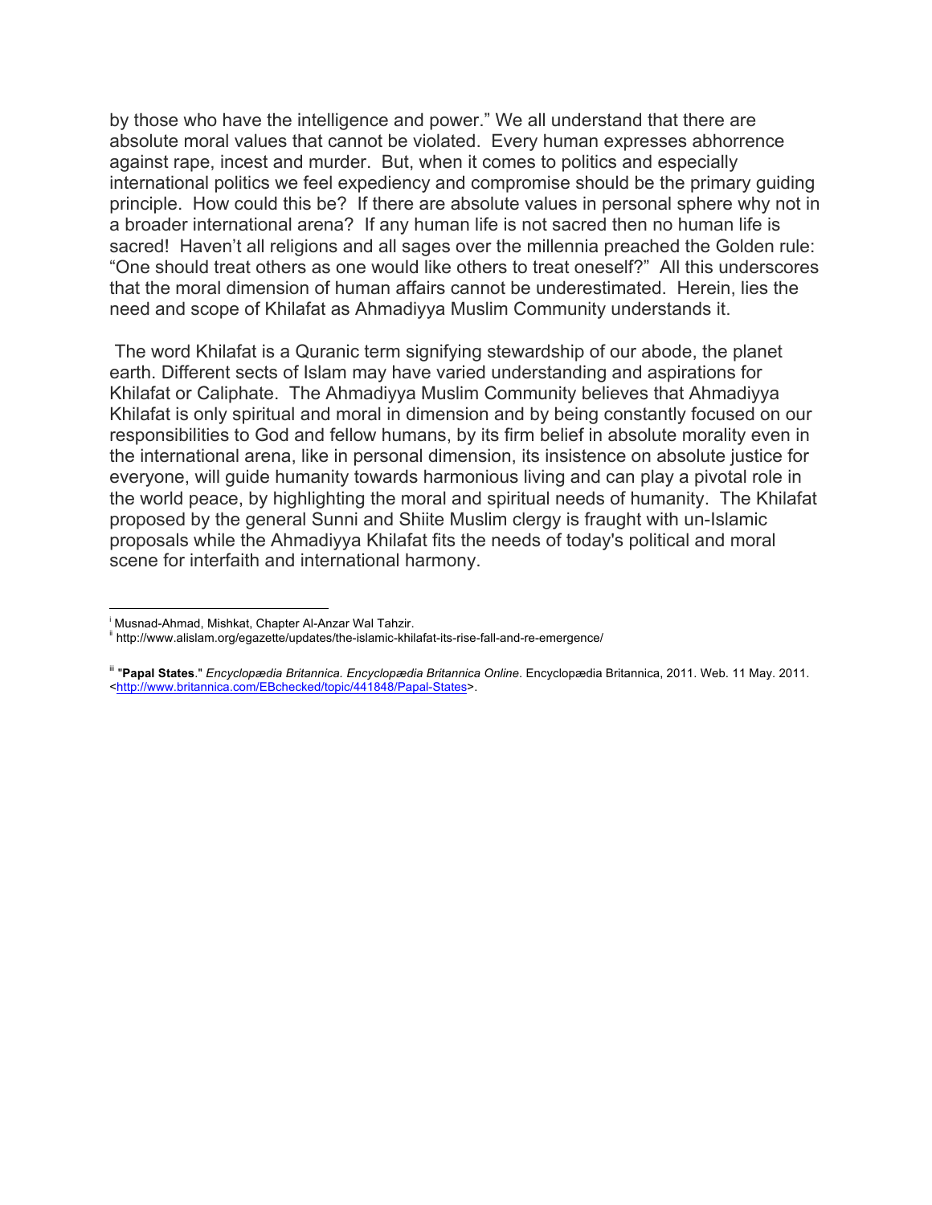by those who have the intelligence and power." We all understand that there are absolute moral values that cannot be violated. Every human expresses abhorrence against rape, incest and murder. But, when it comes to politics and especially international politics we feel expediency and compromise should be the primary guiding principle. How could this be? If there are absolute values in personal sphere why not in a broader international arena? If any human life is not sacred then no human life is sacred! Haven't all religions and all sages over the millennia preached the Golden rule: "One should treat others as one would like others to treat oneself?" All this underscores that the moral dimension of human affairs cannot be underestimated. Herein, lies the need and scope of Khilafat as Ahmadiyya Muslim Community understands it.

The word Khilafat is a Quranic term signifying stewardship of our abode, the planet earth. Different sects of Islam may have varied understanding and aspirations for Khilafat or Caliphate. The Ahmadiyya Muslim Community believes that Ahmadiyya Khilafat is only spiritual and moral in dimension and by being constantly focused on our responsibilities to God and fellow humans, by its firm belief in absolute morality even in the international arena, like in personal dimension, its insistence on absolute justice for everyone, will guide humanity towards harmonious living and can play a pivotal role in the world peace, by highlighting the moral and spiritual needs of humanity. The Khilafat proposed by the general Sunni and Shiite Muslim clergy is fraught with un-Islamic proposals while the Ahmadiyya Khilafat fits the needs of today's political and moral scene for interfaith and international harmony.

---

[i] Musnad-Ahmad, Mishkat, Chapter Al-Anzar Wal Tahzir.

[ii] http://www.alislam.org/egazette/updates/the-islamic-khilafat-its-rise-fall-and-re-emergence/

[iii] "**Papal States**." *Encyclopædia Britannica. Encyclopædia Britannica Online*. Encyclopædia Britannica, 2011. Web. 11 May. 2011. <http://www.britannica.com/EBchecked/topic/441848/Papal-States>.